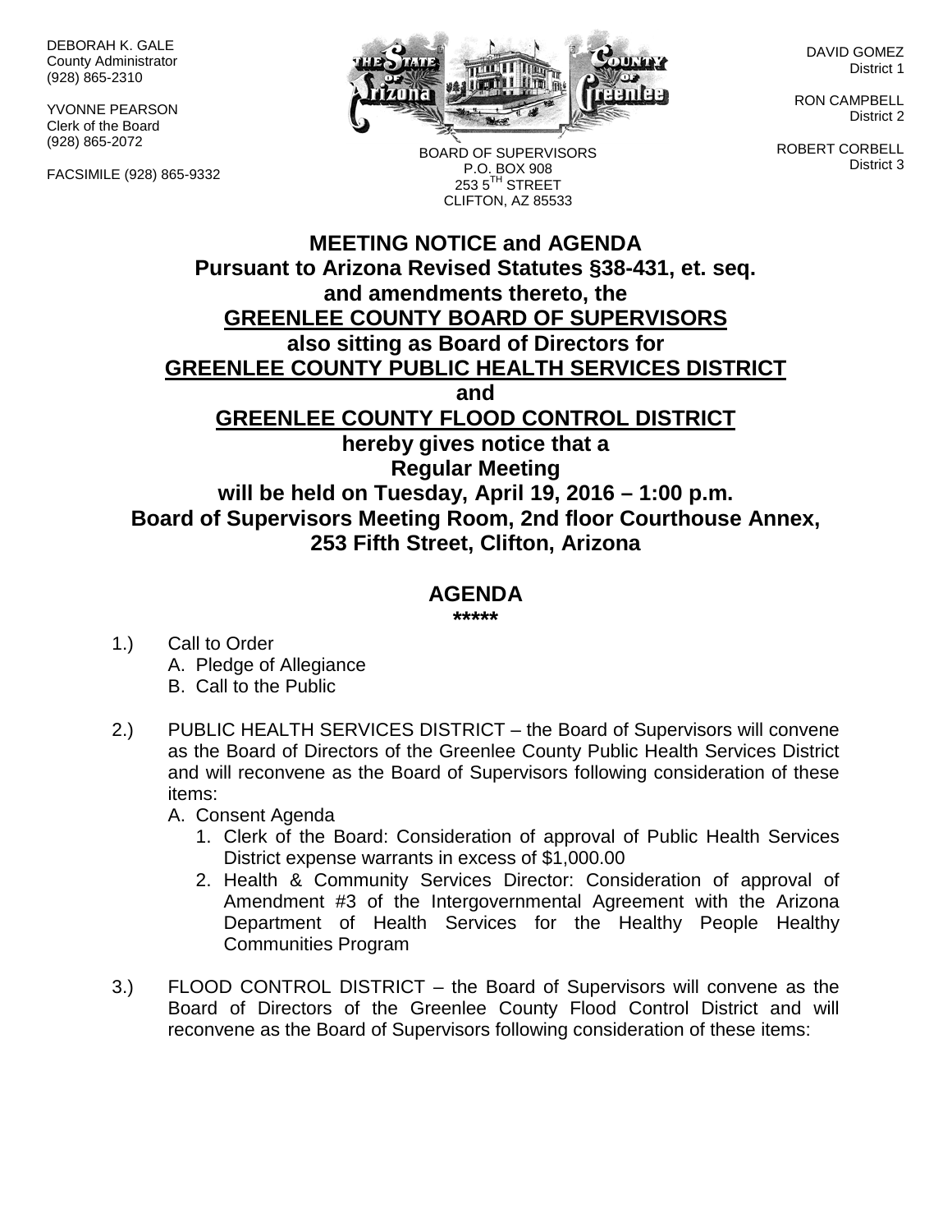DEBORAH K. GALE
County Administrator
(928) 865-2310

YVONNE PEARSON
Clerk of the Board
(928) 865-2072

FACSIMILE (928) 865-9332

BOARD OF SUPERVISORS
P.O. BOX 908
253 5TH STREET
CLIFTON, AZ 85533

DAVID GOMEZ
District 1

RON CAMPBELL
District 2

ROBERT CORBELL
District 3

# MEETING NOTICE and AGENDA

**Pursuant to Arizona Revised Statutes §38-431, et. seq. and amendments thereto, the**

**GREENLEE COUNTY BOARD OF SUPERVISORS**

**also sitting as Board of Directors for**

**GREENLEE COUNTY PUBLIC HEALTH SERVICES DISTRICT**

**and**

**GREENLEE COUNTY FLOOD CONTROL DISTRICT**

**hereby gives notice that a Regular Meeting will be held on Tuesday, April 19, 2016 – 1:00 p.m. Board of Supervisors Meeting Room, 2nd floor Courthouse Annex, 253 Fifth Street, Clifton, Arizona**

## AGENDA

*****

1.) Call to Order
   A. Pledge of Allegiance
   B. Call to the Public

2.) PUBLIC HEALTH SERVICES DISTRICT – the Board of Supervisors will convene as the Board of Directors of the Greenlee County Public Health Services District and will reconvene as the Board of Supervisors following consideration of these items:
   A. Consent Agenda
      1. Clerk of the Board: Consideration of approval of Public Health Services District expense warrants in excess of $1,000.00
      2. Health & Community Services Director: Consideration of approval of Amendment #3 of the Intergovernmental Agreement with the Arizona Department of Health Services for the Healthy People Healthy Communities Program

3.) FLOOD CONTROL DISTRICT – the Board of Supervisors will convene as the Board of Directors of the Greenlee County Flood Control District and will reconvene as the Board of Supervisors following consideration of these items: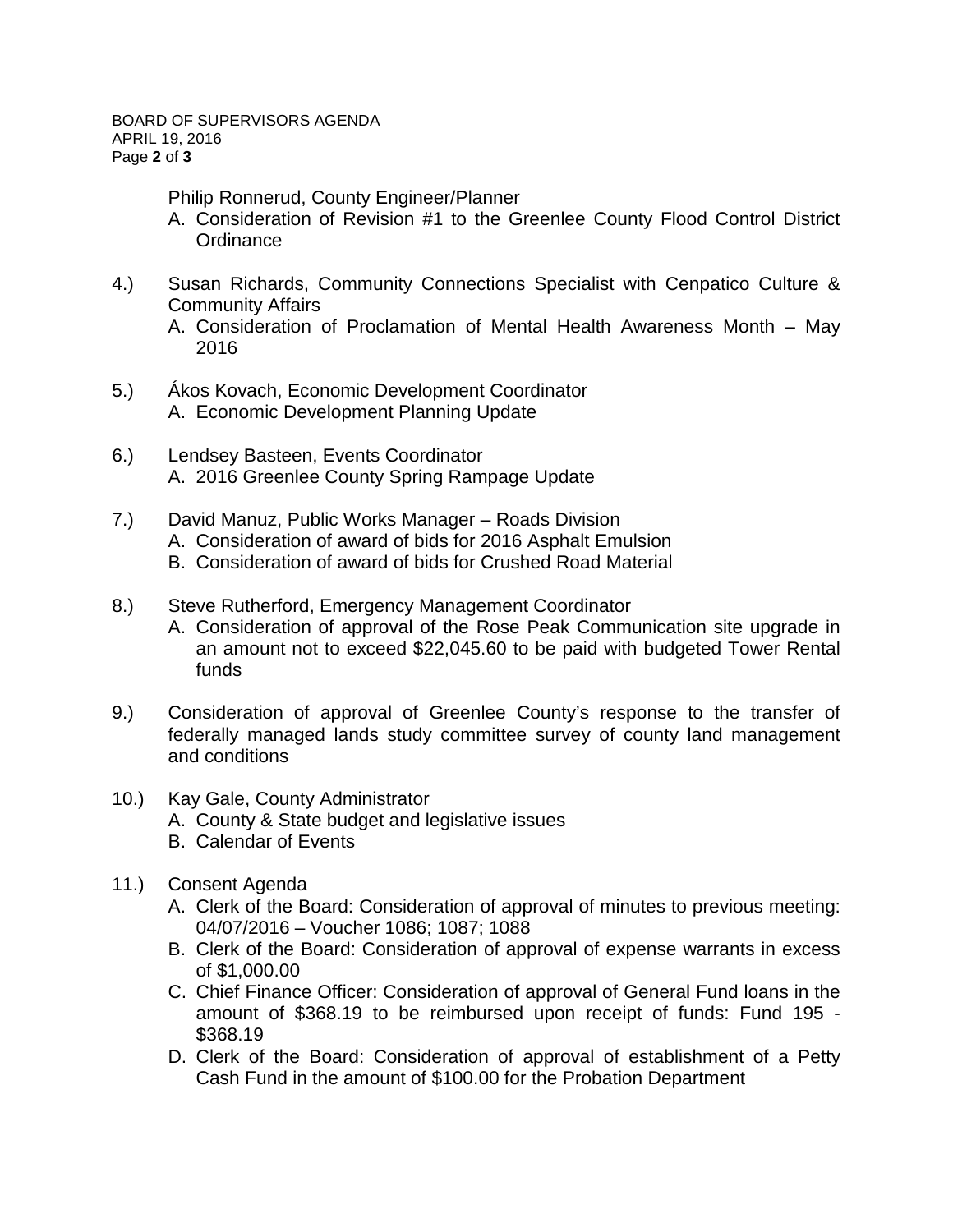Philip Ronnerud, County Engineer/Planner

A. Consideration of Revision #1 to the Greenlee County Flood Control District Ordinance

4.) Susan Richards, Community Connections Specialist with Cenpatico Culture & Community Affairs

A. Consideration of Proclamation of Mental Health Awareness Month – May 2016

5.) Ákos Kovach, Economic Development Coordinator

A. Economic Development Planning Update

6.) Lendsey Basteen, Events Coordinator

A. 2016 Greenlee County Spring Rampage Update

7.) David Manuz, Public Works Manager – Roads Division

A. Consideration of award of bids for 2016 Asphalt Emulsion
B. Consideration of award of bids for Crushed Road Material

8.) Steve Rutherford, Emergency Management Coordinator

A. Consideration of approval of the Rose Peak Communication site upgrade in an amount not to exceed $22,045.60 to be paid with budgeted Tower Rental funds

9.) Consideration of approval of Greenlee County's response to the transfer of federally managed lands study committee survey of county land management and conditions

10.) Kay Gale, County Administrator

A. County & State budget and legislative issues
B. Calendar of Events

11.) Consent Agenda

A. Clerk of the Board: Consideration of approval of minutes to previous meeting: 04/07/2016 – Voucher 1086; 1087; 1088
B. Clerk of the Board: Consideration of approval of expense warrants in excess of $1,000.00
C. Chief Finance Officer: Consideration of approval of General Fund loans in the amount of $368.19 to be reimbursed upon receipt of funds: Fund 195 - $368.19
D. Clerk of the Board: Consideration of approval of establishment of a Petty Cash Fund in the amount of $100.00 for the Probation Department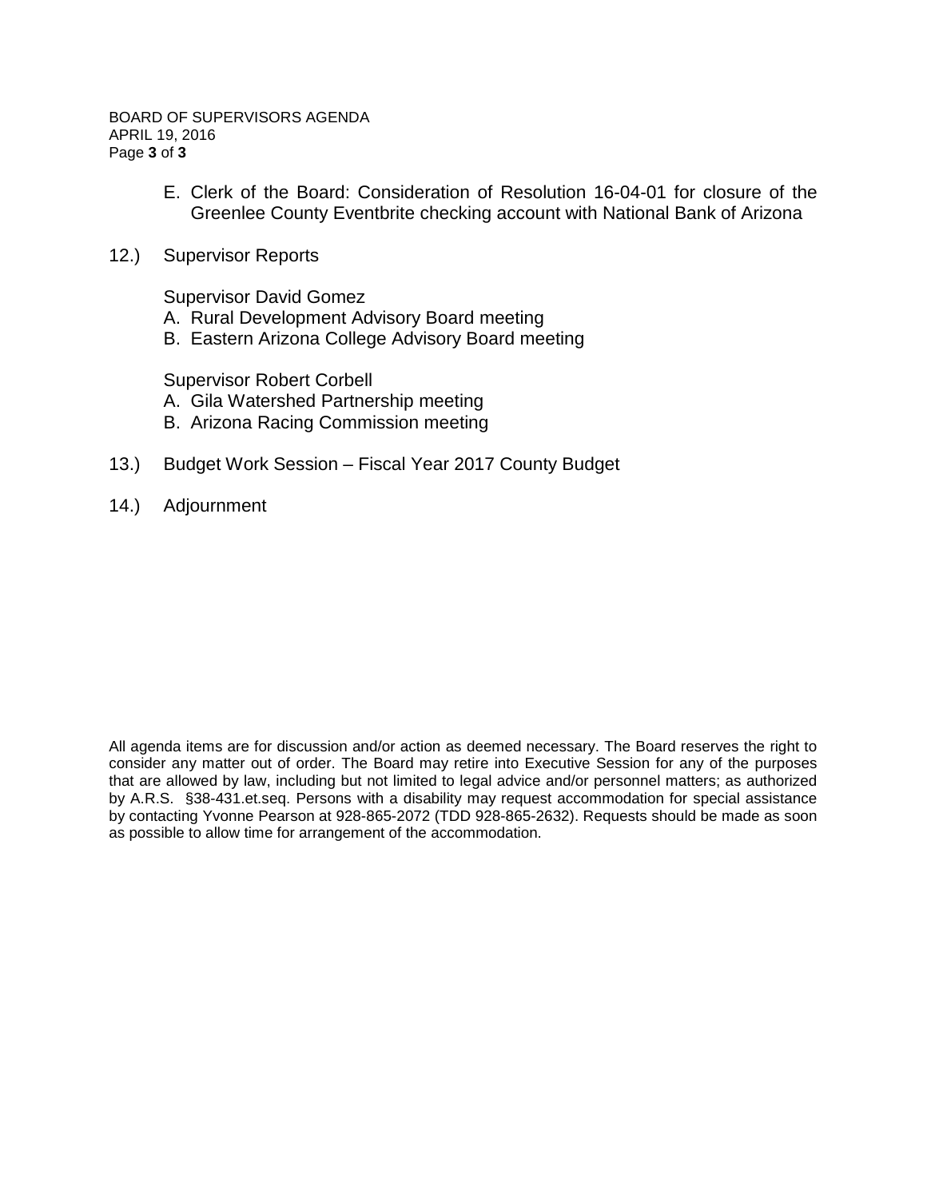E. Clerk of the Board: Consideration of Resolution 16-04-01 for closure of the Greenlee County Eventbrite checking account with National Bank of Arizona

12.) Supervisor Reports

Supervisor David Gomez

A. Rural Development Advisory Board meeting
B. Eastern Arizona College Advisory Board meeting

Supervisor Robert Corbell

A. Gila Watershed Partnership meeting
B. Arizona Racing Commission meeting

13.) Budget Work Session – Fiscal Year 2017 County Budget

14.) Adjournment

All agenda items are for discussion and/or action as deemed necessary. The Board reserves the right to consider any matter out of order. The Board may retire into Executive Session for any of the purposes that are allowed by law, including but not limited to legal advice and/or personnel matters; as authorized by A.R.S. §38-431.et.seq. Persons with a disability may request accommodation for special assistance by contacting Yvonne Pearson at 928-865-2072 (TDD 928-865-2632). Requests should be made as soon as possible to allow time for arrangement of the accommodation.